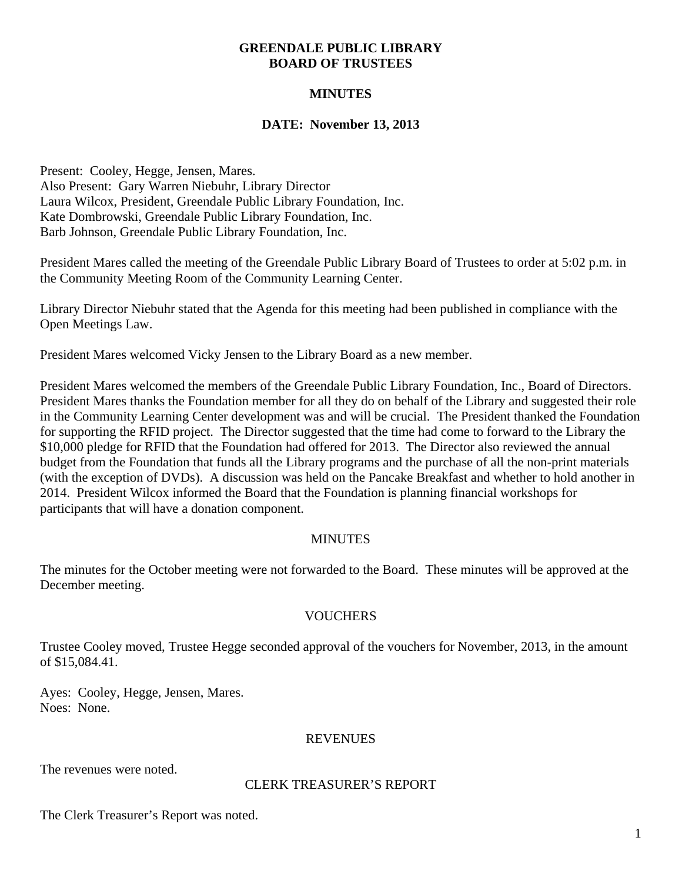# GREENDALE PUBLIC LIBRARY
# BOARD OF TRUSTEES

## MINUTES

### DATE: November 13, 2013

Present: Cooley, Hegge, Jensen, Mares.
Also Present: Gary Warren Niebuhr, Library Director
Laura Wilcox, President, Greendale Public Library Foundation, Inc.
Kate Dombrowski, Greendale Public Library Foundation, Inc.
Barb Johnson, Greendale Public Library Foundation, Inc.

President Mares called the meeting of the Greendale Public Library Board of Trustees to order at 5:02 p.m. in the Community Meeting Room of the Community Learning Center.

Library Director Niebuhr stated that the Agenda for this meeting had been published in compliance with the Open Meetings Law.

President Mares welcomed Vicky Jensen to the Library Board as a new member.

President Mares welcomed the members of the Greendale Public Library Foundation, Inc., Board of Directors. President Mares thanks the Foundation member for all they do on behalf of the Library and suggested their role in the Community Learning Center development was and will be crucial. The President thanked the Foundation for supporting the RFID project. The Director suggested that the time had come to forward to the Library the $10,000 pledge for RFID that the Foundation had offered for 2013. The Director also reviewed the annual budget from the Foundation that funds all the Library programs and the purchase of all the non-print materials (with the exception of DVDs). A discussion was held on the Pancake Breakfast and whether to hold another in 2014. President Wilcox informed the Board that the Foundation is planning financial workshops for participants that will have a donation component.

## MINUTES

The minutes for the October meeting were not forwarded to the Board. These minutes will be approved at the December meeting.

## VOUCHERS

Trustee Cooley moved, Trustee Hegge seconded approval of the vouchers for November, 2013, in the amount of $15,084.41.

Ayes: Cooley, Hegge, Jensen, Mares.
Noes: None.

## REVENUES

The revenues were noted.

## CLERK TREASURER'S REPORT

The Clerk Treasurer's Report was noted.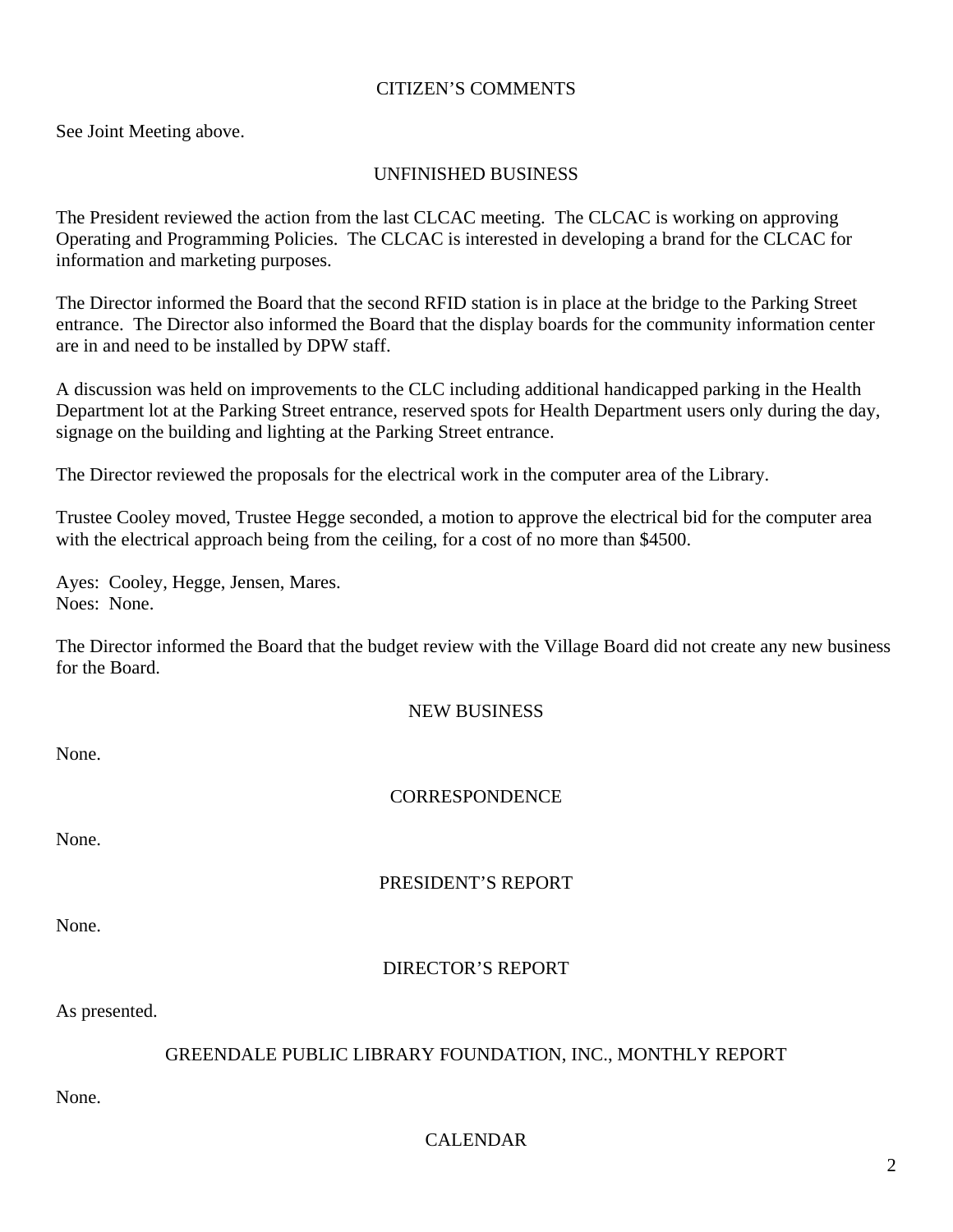## CITIZEN'S COMMENTS

See Joint Meeting above.

## UNFINISHED BUSINESS

The President reviewed the action from the last CLCAC meeting. The CLCAC is working on approving Operating and Programming Policies. The CLCAC is interested in developing a brand for the CLCAC for information and marketing purposes.

The Director informed the Board that the second RFID station is in place at the bridge to the Parking Street entrance. The Director also informed the Board that the display boards for the community information center are in and need to be installed by DPW staff.

A discussion was held on improvements to the CLC including additional handicapped parking in the Health Department lot at the Parking Street entrance, reserved spots for Health Department users only during the day, signage on the building and lighting at the Parking Street entrance.

The Director reviewed the proposals for the electrical work in the computer area of the Library.

Trustee Cooley moved, Trustee Hegge seconded, a motion to approve the electrical bid for the computer area with the electrical approach being from the ceiling, for a cost of no more than $4500.

Ayes: Cooley, Hegge, Jensen, Mares.
Noes: None.

The Director informed the Board that the budget review with the Village Board did not create any new business for the Board.

## NEW BUSINESS

None.

## CORRESPONDENCE

None.

## PRESIDENT'S REPORT

None.

## DIRECTOR'S REPORT

As presented.

## GREENDALE PUBLIC LIBRARY FOUNDATION, INC., MONTHLY REPORT

None.

## CALENDAR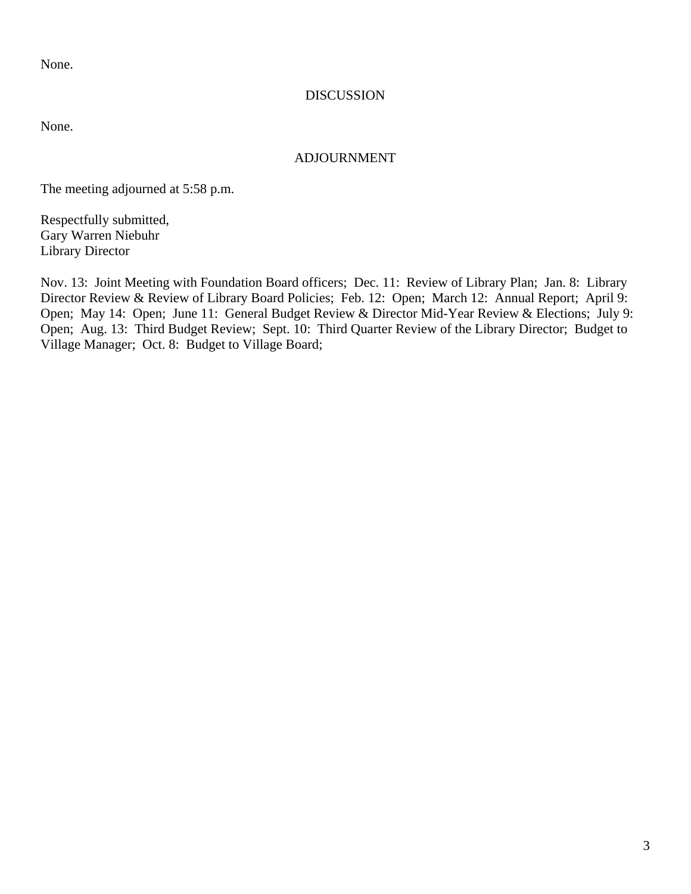None.

## DISCUSSION

None.

## ADJOURNMENT

The meeting adjourned at 5:58 p.m.

Respectfully submitted,
Gary Warren Niebuhr
Library Director

Nov. 13: Joint Meeting with Foundation Board officers; Dec. 11: Review of Library Plan; Jan. 8: Library Director Review & Review of Library Board Policies; Feb. 12: Open; March 12: Annual Report; April 9: Open; May 14: Open; June 11: General Budget Review & Director Mid-Year Review & Elections; July 9: Open; Aug. 13: Third Budget Review; Sept. 10: Third Quarter Review of the Library Director; Budget to Village Manager; Oct. 8: Budget to Village Board;